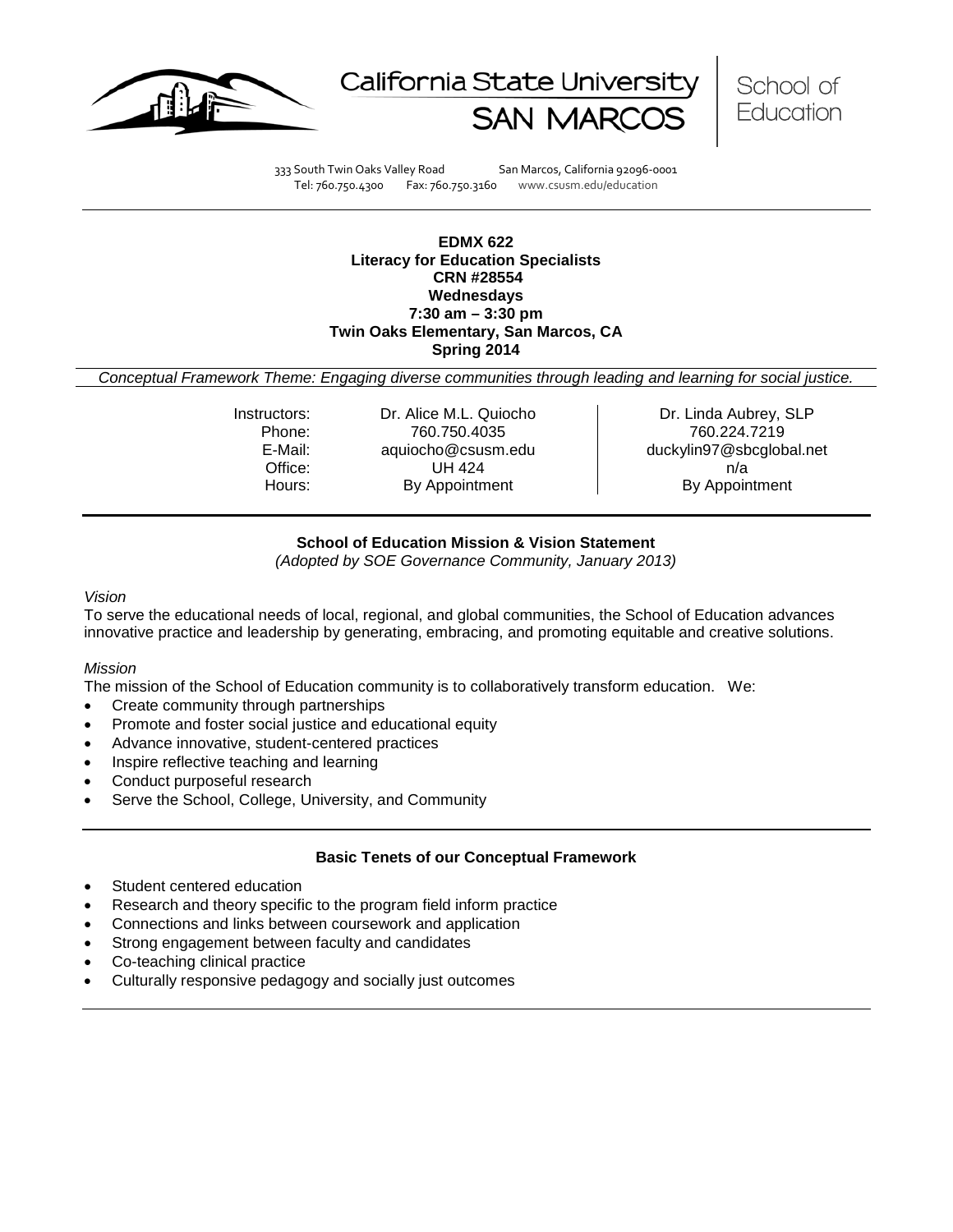California State University SAN MARCOS | School of Education

333 South Twin Oaks Valley Road San Marcos, California 92096-0001
Tel: 760.750.4300 Fax: 760.750.3160 www.csusm.edu/education

**EDMX 622**
**Literacy for Education Specialists**
**CRN #28554**
**Wednesdays**
**7:30 am – 3:30 pm**
**Twin Oaks Elementary, San Marcos, CA**
**Spring 2014**

*Conceptual Framework Theme: Engaging diverse communities through leading and learning for social justice.*

| | | |
|---|---|---|
| Instructors: | Dr. Alice M.L. Quiocho | Dr. Linda Aubrey, SLP |
| Phone: | 760.750.4035 | 760.224.7219 |
| E-Mail: | aquiocho@csusm.edu | duckylin97@sbcglobal.net |
| Office: | UH 424 | n/a |
| Hours: | By Appointment | By Appointment |

## School of Education Mission & Vision Statement

*(Adopted by SOE Governance Community, January 2013)*

*Vision*

To serve the educational needs of local, regional, and global communities, the School of Education advances innovative practice and leadership by generating, embracing, and promoting equitable and creative solutions.

*Mission*

The mission of the School of Education community is to collaboratively transform education. We:

- Create community through partnerships
- Promote and foster social justice and educational equity
- Advance innovative, student-centered practices
- Inspire reflective teaching and learning
- Conduct purposeful research
- Serve the School, College, University, and Community

## Basic Tenets of our Conceptual Framework

- Student centered education
- Research and theory specific to the program field inform practice
- Connections and links between coursework and application
- Strong engagement between faculty and candidates
- Co-teaching clinical practice
- Culturally responsive pedagogy and socially just outcomes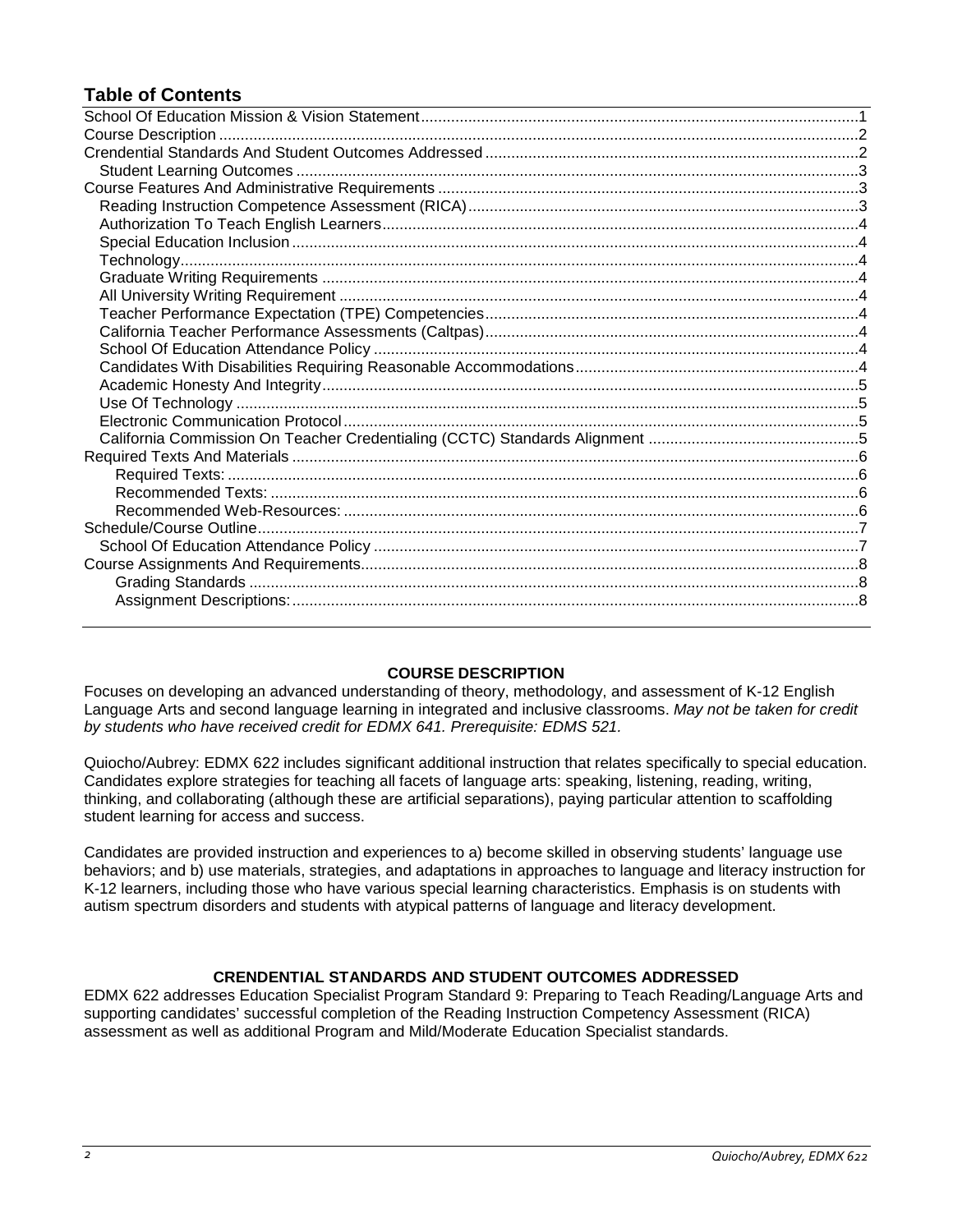## Table of Contents

School Of Education Mission & Vision Statement....1
Course Description....2
Crendential Standards And Student Outcomes Addressed....2
- Student Learning Outcomes....3

Course Features And Administrative Requirements....3
- Reading Instruction Competence Assessment (RICA)....3
- Authorization To Teach English Learners....4
- Special Education Inclusion....4
- Technology....4
- Graduate Writing Requirements....4
- All University Writing Requirement....4
- Teacher Performance Expectation (TPE) Competencies....4
- California Teacher Performance Assessments (Caltpas)....4
- School Of Education Attendance Policy....4
- Candidates With Disabilities Requiring Reasonable Accommodations....4
- Academic Honesty And Integrity....5
- Use Of Technology....5
- Electronic Communication Protocol....5
- California Commission On Teacher Credentialing (CCTC) Standards Alignment....5

Required Texts And Materials....6
- Required Texts:....6
- Recommended Texts:....6
- Recommended Web-Resources:....6

Schedule/Course Outline....7
- School Of Education Attendance Policy....7

Course Assignments And Requirements....8
- Grading Standards....8
- Assignment Descriptions:....8

---

## COURSE DESCRIPTION

Focuses on developing an advanced understanding of theory, methodology, and assessment of K-12 English Language Arts and second language learning in integrated and inclusive classrooms. *May not be taken for credit by students who have received credit for EDMX 641. Prerequisite: EDMS 521.*

Quiocho/Aubrey: EDMX 622 includes significant additional instruction that relates specifically to special education. Candidates explore strategies for teaching all facets of language arts: speaking, listening, reading, writing, thinking, and collaborating (although these are artificial separations), paying particular attention to scaffolding student learning for access and success.

Candidates are provided instruction and experiences to a) become skilled in observing students' language use behaviors; and b) use materials, strategies, and adaptations in approaches to language and literacy instruction for K-12 learners, including those who have various special learning characteristics. Emphasis is on students with autism spectrum disorders and students with atypical patterns of language and literacy development.

## CRENDENTIAL STANDARDS AND STUDENT OUTCOMES ADDRESSED

EDMX 622 addresses Education Specialist Program Standard 9: Preparing to Teach Reading/Language Arts and supporting candidates' successful completion of the Reading Instruction Competency Assessment (RICA) assessment as well as additional Program and Mild/Moderate Education Specialist standards.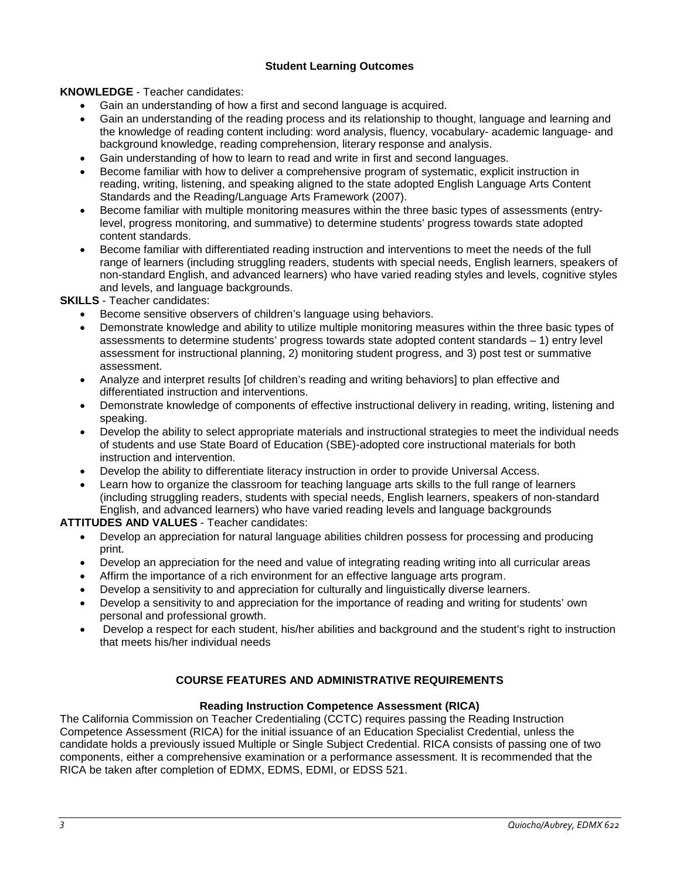### Student Learning Outcomes

**KNOWLEDGE** - Teacher candidates:

- Gain an understanding of how a first and second language is acquired.
- Gain an understanding of the reading process and its relationship to thought, language and learning and the knowledge of reading content including: word analysis, fluency, vocabulary- academic language- and background knowledge, reading comprehension, literary response and analysis.
- Gain understanding of how to learn to read and write in first and second languages.
- Become familiar with how to deliver a comprehensive program of systematic, explicit instruction in reading, writing, listening, and speaking aligned to the state adopted English Language Arts Content Standards and the Reading/Language Arts Framework (2007).
- Become familiar with multiple monitoring measures within the three basic types of assessments (entry-level, progress monitoring, and summative) to determine students' progress towards state adopted content standards.
- Become familiar with differentiated reading instruction and interventions to meet the needs of the full range of learners (including struggling readers, students with special needs, English learners, speakers of non-standard English, and advanced learners) who have varied reading styles and levels, cognitive styles and levels, and language backgrounds.

**SKILLS** - Teacher candidates:

- Become sensitive observers of children's language using behaviors.
- Demonstrate knowledge and ability to utilize multiple monitoring measures within the three basic types of assessments to determine students' progress towards state adopted content standards – 1) entry level assessment for instructional planning, 2) monitoring student progress, and 3) post test or summative assessment.
- Analyze and interpret results [of children's reading and writing behaviors] to plan effective and differentiated instruction and interventions.
- Demonstrate knowledge of components of effective instructional delivery in reading, writing, listening and speaking.
- Develop the ability to select appropriate materials and instructional strategies to meet the individual needs of students and use State Board of Education (SBE)-adopted core instructional materials for both instruction and intervention.
- Develop the ability to differentiate literacy instruction in order to provide Universal Access.
- Learn how to organize the classroom for teaching language arts skills to the full range of learners (including struggling readers, students with special needs, English learners, speakers of non-standard English, and advanced learners) who have varied reading levels and language backgrounds

**ATTITUDES AND VALUES** - Teacher candidates:

- Develop an appreciation for natural language abilities children possess for processing and producing print.
- Develop an appreciation for the need and value of integrating reading writing into all curricular areas
- Affirm the importance of a rich environment for an effective language arts program.
- Develop a sensitivity to and appreciation for culturally and linguistically diverse learners.
- Develop a sensitivity to and appreciation for the importance of reading and writing for students' own personal and professional growth.
- Develop a respect for each student, his/her abilities and background and the student's right to instruction that meets his/her individual needs

## COURSE FEATURES AND ADMINISTRATIVE REQUIREMENTS

### Reading Instruction Competence Assessment (RICA)

The California Commission on Teacher Credentialing (CCTC) requires passing the Reading Instruction Competence Assessment (RICA) for the initial issuance of an Education Specialist Credential, unless the candidate holds a previously issued Multiple or Single Subject Credential. RICA consists of passing one of two components, either a comprehensive examination or a performance assessment. It is recommended that the RICA be taken after completion of EDMX, EDMS, EDMI, or EDSS 521.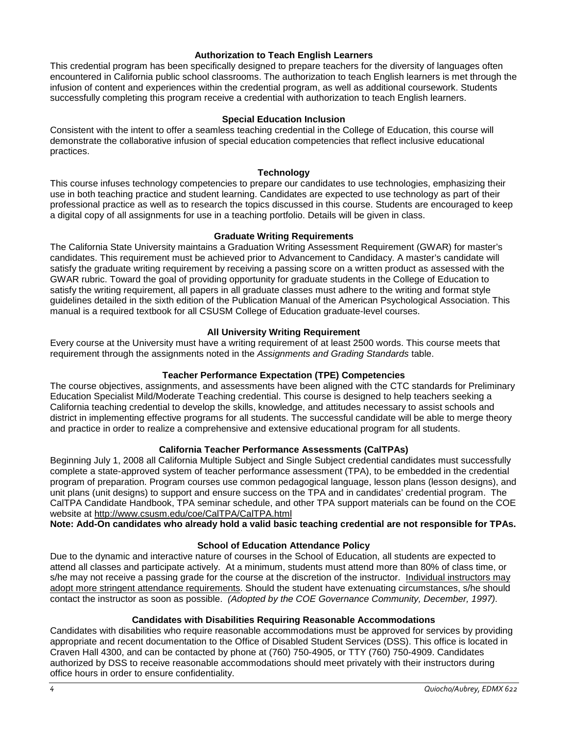### Authorization to Teach English Learners

This credential program has been specifically designed to prepare teachers for the diversity of languages often encountered in California public school classrooms. The authorization to teach English learners is met through the infusion of content and experiences within the credential program, as well as additional coursework. Students successfully completing this program receive a credential with authorization to teach English learners.

### Special Education Inclusion

Consistent with the intent to offer a seamless teaching credential in the College of Education, this course will demonstrate the collaborative infusion of special education competencies that reflect inclusive educational practices.

### Technology

This course infuses technology competencies to prepare our candidates to use technologies, emphasizing their use in both teaching practice and student learning. Candidates are expected to use technology as part of their professional practice as well as to research the topics discussed in this course. Students are encouraged to keep a digital copy of all assignments for use in a teaching portfolio. Details will be given in class.

### Graduate Writing Requirements

The California State University maintains a Graduation Writing Assessment Requirement (GWAR) for master's candidates. This requirement must be achieved prior to Advancement to Candidacy. A master's candidate will satisfy the graduate writing requirement by receiving a passing score on a written product as assessed with the GWAR rubric. Toward the goal of providing opportunity for graduate students in the College of Education to satisfy the writing requirement, all papers in all graduate classes must adhere to the writing and format style guidelines detailed in the sixth edition of the Publication Manual of the American Psychological Association. This manual is a required textbook for all CSUSM College of Education graduate-level courses.

### All University Writing Requirement

Every course at the University must have a writing requirement of at least 2500 words. This course meets that requirement through the assignments noted in the *Assignments and Grading Standards* table.

### Teacher Performance Expectation (TPE) Competencies

The course objectives, assignments, and assessments have been aligned with the CTC standards for Preliminary Education Specialist Mild/Moderate Teaching credential. This course is designed to help teachers seeking a California teaching credential to develop the skills, knowledge, and attitudes necessary to assist schools and district in implementing effective programs for all students. The successful candidate will be able to merge theory and practice in order to realize a comprehensive and extensive educational program for all students.

### California Teacher Performance Assessments (CalTPAs)

Beginning July 1, 2008 all California Multiple Subject and Single Subject credential candidates must successfully complete a state-approved system of teacher performance assessment (TPA), to be embedded in the credential program of preparation. Program courses use common pedagogical language, lesson plans (lesson designs), and unit plans (unit designs) to support and ensure success on the TPA and in candidates' credential program. The CalTPA Candidate Handbook, TPA seminar schedule, and other TPA support materials can be found on the COE website at http://www.csusm.edu/coe/CalTPA/CalTPA.html

**Note: Add-On candidates who already hold a valid basic teaching credential are not responsible for TPAs.**

### School of Education Attendance Policy

Due to the dynamic and interactive nature of courses in the School of Education, all students are expected to attend all classes and participate actively. At a minimum, students must attend more than 80% of class time, or s/he may not receive a passing grade for the course at the discretion of the instructor. Individual instructors may adopt more stringent attendance requirements. Should the student have extenuating circumstances, s/he should contact the instructor as soon as possible. *(Adopted by the COE Governance Community, December, 1997).*

### Candidates with Disabilities Requiring Reasonable Accommodations

Candidates with disabilities who require reasonable accommodations must be approved for services by providing appropriate and recent documentation to the Office of Disabled Student Services (DSS). This office is located in Craven Hall 4300, and can be contacted by phone at (760) 750-4905, or TTY (760) 750-4909. Candidates authorized by DSS to receive reasonable accommodations should meet privately with their instructors during office hours in order to ensure confidentiality.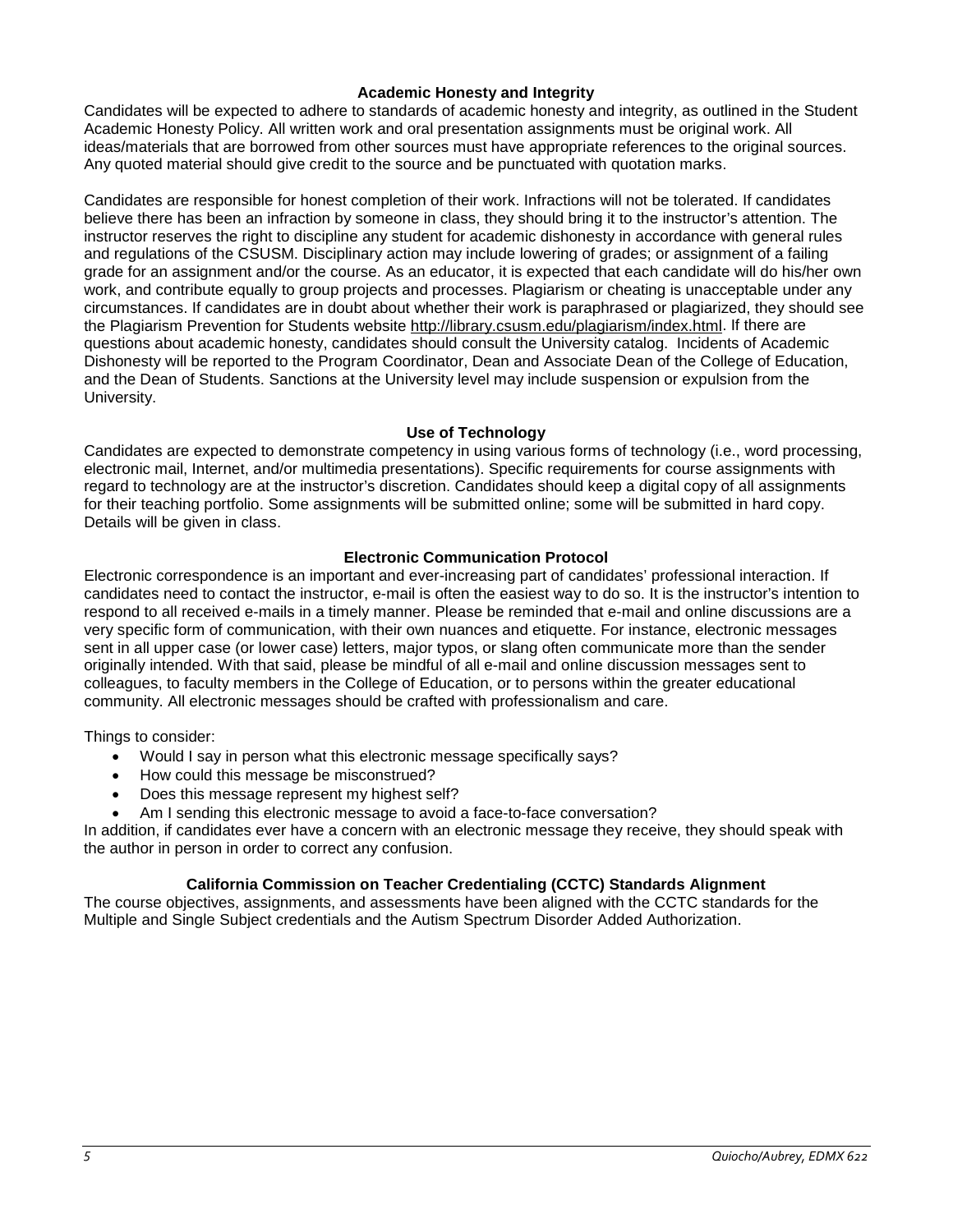### Academic Honesty and Integrity

Candidates will be expected to adhere to standards of academic honesty and integrity, as outlined in the Student Academic Honesty Policy. All written work and oral presentation assignments must be original work. All ideas/materials that are borrowed from other sources must have appropriate references to the original sources. Any quoted material should give credit to the source and be punctuated with quotation marks.

Candidates are responsible for honest completion of their work. Infractions will not be tolerated. If candidates believe there has been an infraction by someone in class, they should bring it to the instructor's attention. The instructor reserves the right to discipline any student for academic dishonesty in accordance with general rules and regulations of the CSUSM. Disciplinary action may include lowering of grades; or assignment of a failing grade for an assignment and/or the course. As an educator, it is expected that each candidate will do his/her own work, and contribute equally to group projects and processes. Plagiarism or cheating is unacceptable under any circumstances. If candidates are in doubt about whether their work is paraphrased or plagiarized, they should see the Plagiarism Prevention for Students website http://library.csusm.edu/plagiarism/index.html. If there are questions about academic honesty, candidates should consult the University catalog. Incidents of Academic Dishonesty will be reported to the Program Coordinator, Dean and Associate Dean of the College of Education, and the Dean of Students. Sanctions at the University level may include suspension or expulsion from the University.

### Use of Technology

Candidates are expected to demonstrate competency in using various forms of technology (i.e., word processing, electronic mail, Internet, and/or multimedia presentations). Specific requirements for course assignments with regard to technology are at the instructor's discretion. Candidates should keep a digital copy of all assignments for their teaching portfolio. Some assignments will be submitted online; some will be submitted in hard copy. Details will be given in class.

### Electronic Communication Protocol

Electronic correspondence is an important and ever-increasing part of candidates' professional interaction. If candidates need to contact the instructor, e-mail is often the easiest way to do so. It is the instructor's intention to respond to all received e-mails in a timely manner. Please be reminded that e-mail and online discussions are a very specific form of communication, with their own nuances and etiquette. For instance, electronic messages sent in all upper case (or lower case) letters, major typos, or slang often communicate more than the sender originally intended. With that said, please be mindful of all e-mail and online discussion messages sent to colleagues, to faculty members in the College of Education, or to persons within the greater educational community. All electronic messages should be crafted with professionalism and care.

Things to consider:

- Would I say in person what this electronic message specifically says?
- How could this message be misconstrued?
- Does this message represent my highest self?
- Am I sending this electronic message to avoid a face-to-face conversation?

In addition, if candidates ever have a concern with an electronic message they receive, they should speak with the author in person in order to correct any confusion.

### California Commission on Teacher Credentialing (CCTC) Standards Alignment

The course objectives, assignments, and assessments have been aligned with the CCTC standards for the Multiple and Single Subject credentials and the Autism Spectrum Disorder Added Authorization.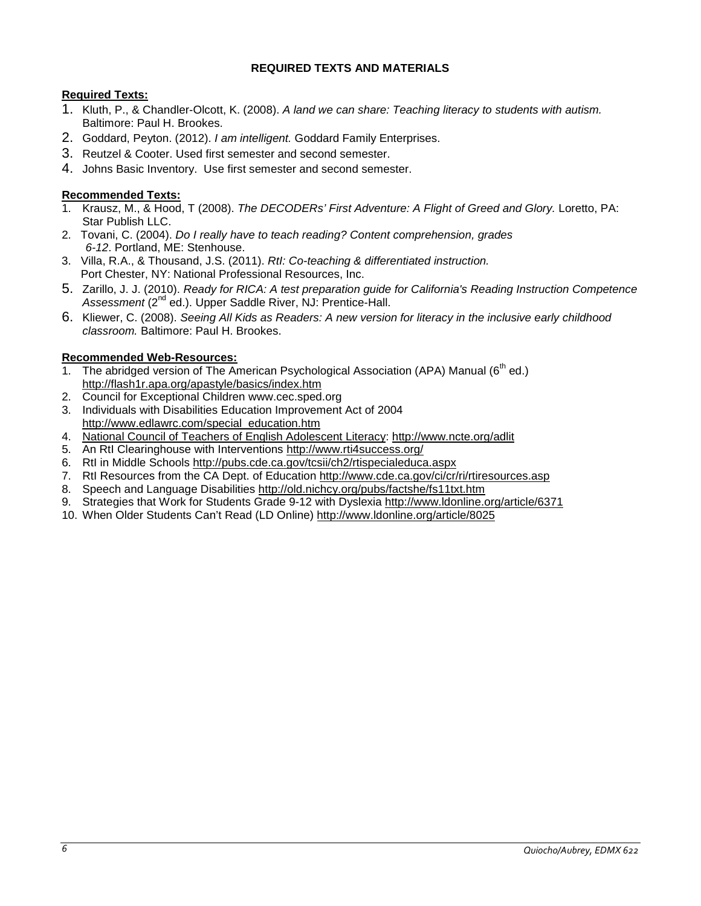## REQUIRED TEXTS AND MATERIALS

**Required Texts:**

1. Kluth, P., & Chandler-Olcott, K. (2008). *A land we can share: Teaching literacy to students with autism.* Baltimore: Paul H. Brookes.
2. Goddard, Peyton. (2012). *I am intelligent.* Goddard Family Enterprises.
3. Reutzel & Cooter. Used first semester and second semester.
4. Johns Basic Inventory. Use first semester and second semester.

**Recommended Texts:**

1. Krausz, M., & Hood, T (2008). *The DECODERs' First Adventure: A Flight of Greed and Glory.* Loretto, PA: Star Publish LLC.
2. Tovani, C. (2004). *Do I really have to teach reading? Content comprehension, grades 6-12*. Portland, ME: Stenhouse.
3. Villa, R.A., & Thousand, J.S. (2011). *RtI: Co-teaching & differentiated instruction.* Port Chester, NY: National Professional Resources, Inc.
5. Zarillo, J. J. (2010). *Ready for RICA: A test preparation guide for California's Reading Instruction Competence Assessment* (2nd ed.). Upper Saddle River, NJ: Prentice-Hall.
6. Kliewer, C. (2008). *Seeing All Kids as Readers: A new version for literacy in the inclusive early childhood classroom.* Baltimore: Paul H. Brookes.

**Recommended Web-Resources:**

1. The abridged version of The American Psychological Association (APA) Manual (6th ed.) http://flash1r.apa.org/apastyle/basics/index.htm
2. Council for Exceptional Children www.cec.sped.org
3. Individuals with Disabilities Education Improvement Act of 2004 http://www.edlawrc.com/special_education.htm
4. National Council of Teachers of English Adolescent Literacy: http://www.ncte.org/adlit
5. An RtI Clearinghouse with Interventions http://www.rti4success.org/
6. RtI in Middle Schools http://pubs.cde.ca.gov/tcsii/ch2/rtispecialeduca.aspx
7. RtI Resources from the CA Dept. of Education http://www.cde.ca.gov/ci/cr/ri/rtiresources.asp
8. Speech and Language Disabilities http://old.nichcy.org/pubs/factshe/fs11txt.htm
9. Strategies that Work for Students Grade 9-12 with Dyslexia http://www.ldonline.org/article/6371
10. When Older Students Can't Read (LD Online) http://www.ldonline.org/article/8025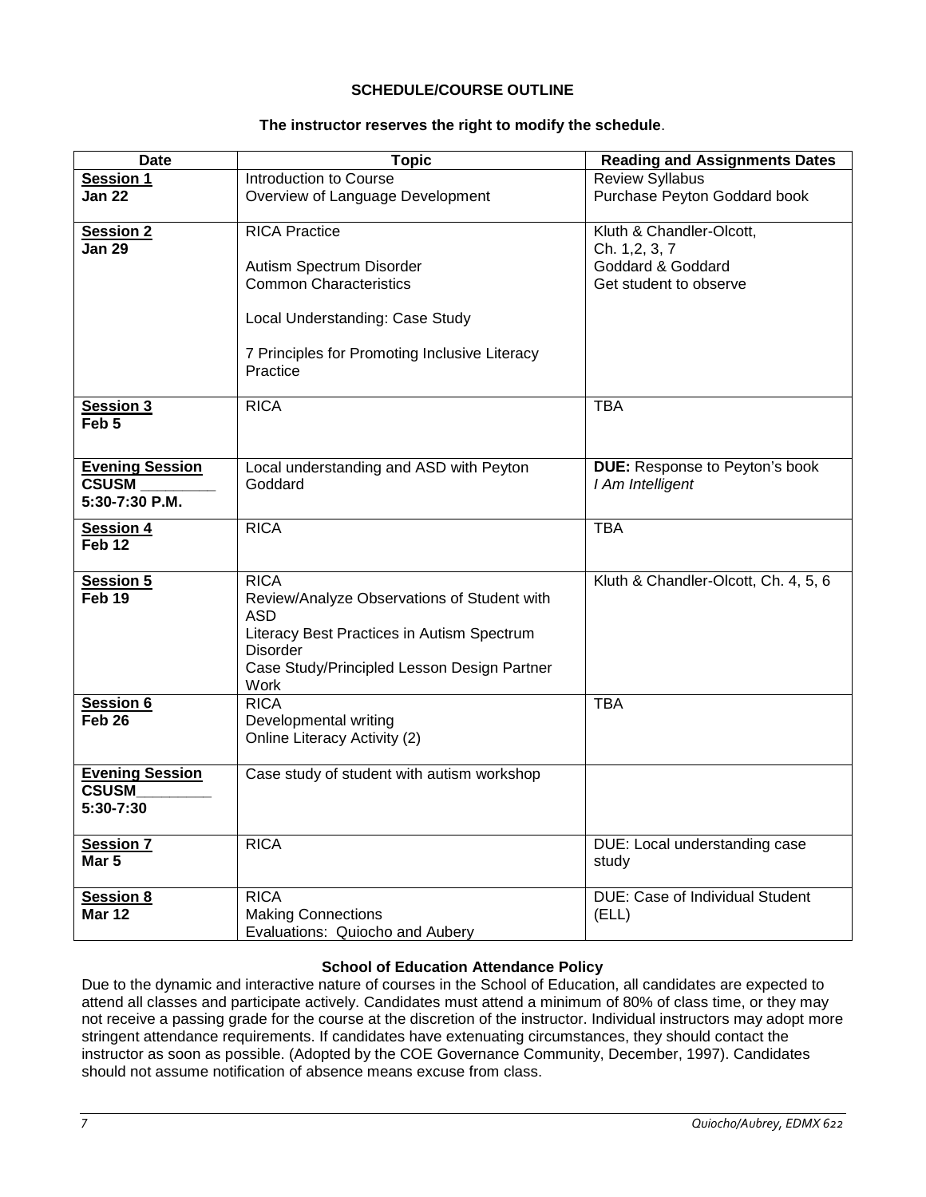## SCHEDULE/COURSE OUTLINE

**The instructor reserves the right to modify the schedule**.

| Date | Topic | Reading and Assignments Dates |
|---|---|---|
| **Session 1**<br>**Jan 22** | Introduction to Course<br>Overview of Language Development | Review Syllabus<br>Purchase Peyton Goddard book |
| **Session 2**<br>**Jan 29** | RICA Practice<br><br>Autism Spectrum Disorder<br>Common Characteristics<br><br>Local Understanding: Case Study<br><br>7 Principles for Promoting Inclusive Literacy Practice | Kluth & Chandler-Olcott,<br>Ch. 1,2, 3, 7<br>Goddard & Goddard<br>Get student to observe |
| **Session 3**<br>**Feb 5** | RICA | TBA |
| **Evening Session**<br>**CSUSM ________**<br>**5:30-7:30 P.M.** | Local understanding and ASD with Peyton Goddard | **DUE:** Response to Peyton's book *I Am Intelligent* |
| **Session 4**<br>**Feb 12** | RICA | TBA |
| **Session 5**<br>**Feb 19** | RICA<br>Review/Analyze Observations of Student with ASD<br>Literacy Best Practices in Autism Spectrum Disorder<br>Case Study/Principled Lesson Design Partner Work | Kluth & Chandler-Olcott, Ch. 4, 5, 6 |
| **Session 6**<br>**Feb 26** | RICA<br>Developmental writing<br>Online Literacy Activity (2) | TBA |
| **Evening Session**<br>**CSUSM________**<br>**5:30-7:30** | Case study of student with autism workshop | |
| **Session 7**<br>**Mar 5** | RICA | DUE: Local understanding case study |
| **Session 8**<br>**Mar 12** | RICA<br>Making Connections<br>Evaluations: Quiocho and Aubery | DUE: Case of Individual Student (ELL) |

### School of Education Attendance Policy

Due to the dynamic and interactive nature of courses in the School of Education, all candidates are expected to attend all classes and participate actively. Candidates must attend a minimum of 80% of class time, or they may not receive a passing grade for the course at the discretion of the instructor. Individual instructors may adopt more stringent attendance requirements. If candidates have extenuating circumstances, they should contact the instructor as soon as possible. (Adopted by the COE Governance Community, December, 1997). Candidates should not assume notification of absence means excuse from class.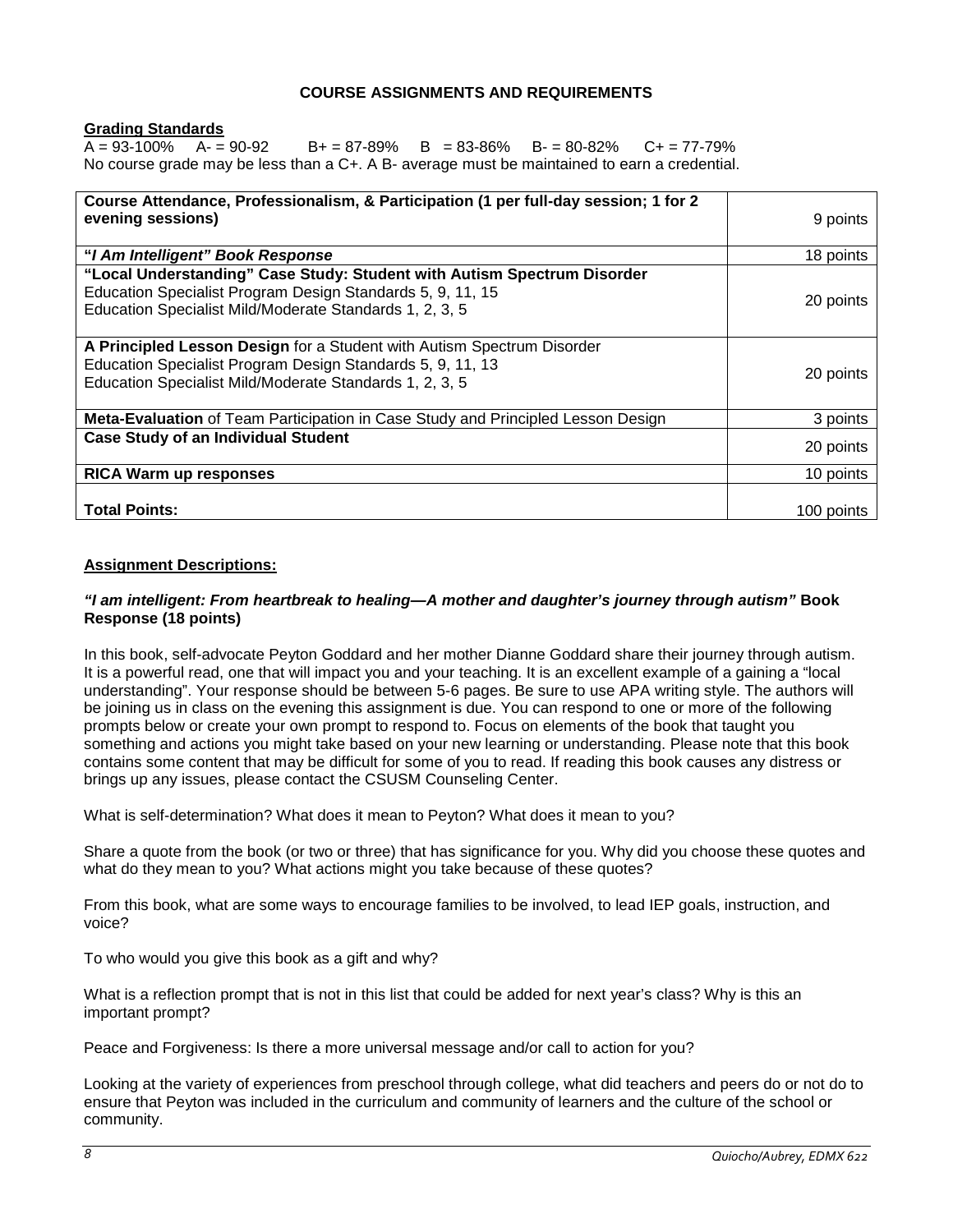## COURSE ASSIGNMENTS AND REQUIREMENTS

**Grading Standards**

A = 93-100%   A- = 90-92   B+ = 87-89%   B = 83-86%   B- = 80-82%   C+ = 77-79%

No course grade may be less than a C+. A B- average must be maintained to earn a credential.

| Assignment | Points |
|---|---|
| **Course Attendance, Professionalism, & Participation (1 per full-day session; 1 for 2 evening sessions)** | 9 points |
| **"*I Am Intelligent" Book Response*** | 18 points |
| **"Local Understanding" Case Study: Student with Autism Spectrum Disorder**<br>Education Specialist Program Design Standards 5, 9, 11, 15<br>Education Specialist Mild/Moderate Standards 1, 2, 3, 5 | 20 points |
| **A Principled Lesson Design** for a Student with Autism Spectrum Disorder<br>Education Specialist Program Design Standards 5, 9, 11, 13<br>Education Specialist Mild/Moderate Standards 1, 2, 3, 5 | 20 points |
| **Meta-Evaluation** of Team Participation in Case Study and Principled Lesson Design | 3 points |
| **Case Study of an Individual Student** | 20 points |
| **RICA Warm up responses** | 10 points |
| **Total Points:** | 100 points |

**Assignment Descriptions:**

***"I am intelligent: From heartbreak to healing—A mother and daughter's journey through autism"* Book Response (18 points)**

In this book, self-advocate Peyton Goddard and her mother Dianne Goddard share their journey through autism. It is a powerful read, one that will impact you and your teaching. It is an excellent example of a gaining a "local understanding". Your response should be between 5-6 pages. Be sure to use APA writing style. The authors will be joining us in class on the evening this assignment is due. You can respond to one or more of the following prompts below or create your own prompt to respond to. Focus on elements of the book that taught you something and actions you might take based on your new learning or understanding. Please note that this book contains some content that may be difficult for some of you to read. If reading this book causes any distress or brings up any issues, please contact the CSUSM Counseling Center.

What is self-determination? What does it mean to Peyton? What does it mean to you?

Share a quote from the book (or two or three) that has significance for you. Why did you choose these quotes and what do they mean to you? What actions might you take because of these quotes?

From this book, what are some ways to encourage families to be involved, to lead IEP goals, instruction, and voice?

To who would you give this book as a gift and why?

What is a reflection prompt that is not in this list that could be added for next year's class? Why is this an important prompt?

Peace and Forgiveness: Is there a more universal message and/or call to action for you?

Looking at the variety of experiences from preschool through college, what did teachers and peers do or not do to ensure that Peyton was included in the curriculum and community of learners and the culture of the school or community.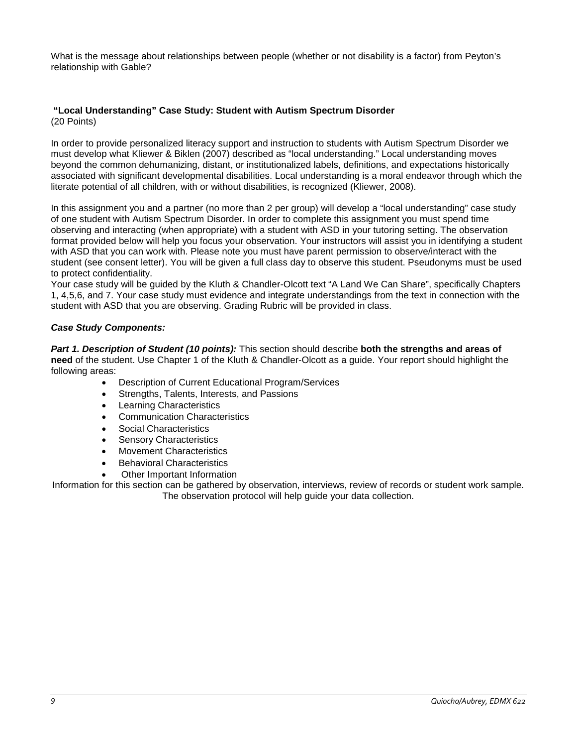What is the message about relationships between people (whether or not disability is a factor) from Peyton's relationship with Gable?

### "Local Understanding" Case Study: Student with Autism Spectrum Disorder

(20 Points)

In order to provide personalized literacy support and instruction to students with Autism Spectrum Disorder we must develop what Kliewer & Biklen (2007) described as "local understanding." Local understanding moves beyond the common dehumanizing, distant, or institutionalized labels, definitions, and expectations historically associated with significant developmental disabilities. Local understanding is a moral endeavor through which the literate potential of all children, with or without disabilities, is recognized (Kliewer, 2008).

In this assignment you and a partner (no more than 2 per group) will develop a "local understanding" case study of one student with Autism Spectrum Disorder. In order to complete this assignment you must spend time observing and interacting (when appropriate) with a student with ASD in your tutoring setting. The observation format provided below will help you focus your observation. Your instructors will assist you in identifying a student with ASD that you can work with. Please note you must have parent permission to observe/interact with the student (see consent letter). You will be given a full class day to observe this student. Pseudonyms must be used to protect confidentiality.

Your case study will be guided by the Kluth & Chandler-Olcott text "A Land We Can Share", specifically Chapters 1, 4,5,6, and 7. Your case study must evidence and integrate understandings from the text in connection with the student with ASD that you are observing. Grading Rubric will be provided in class.

***Case Study Components:***

***Part 1. Description of Student (10 points):*** This section should describe **both the strengths and areas of need** of the student. Use Chapter 1 of the Kluth & Chandler-Olcott as a guide. Your report should highlight the following areas:

- Description of Current Educational Program/Services
- Strengths, Talents, Interests, and Passions
- Learning Characteristics
- Communication Characteristics
- Social Characteristics
- Sensory Characteristics
- Movement Characteristics
- Behavioral Characteristics
- Other Important Information

Information for this section can be gathered by observation, interviews, review of records or student work sample. The observation protocol will help guide your data collection.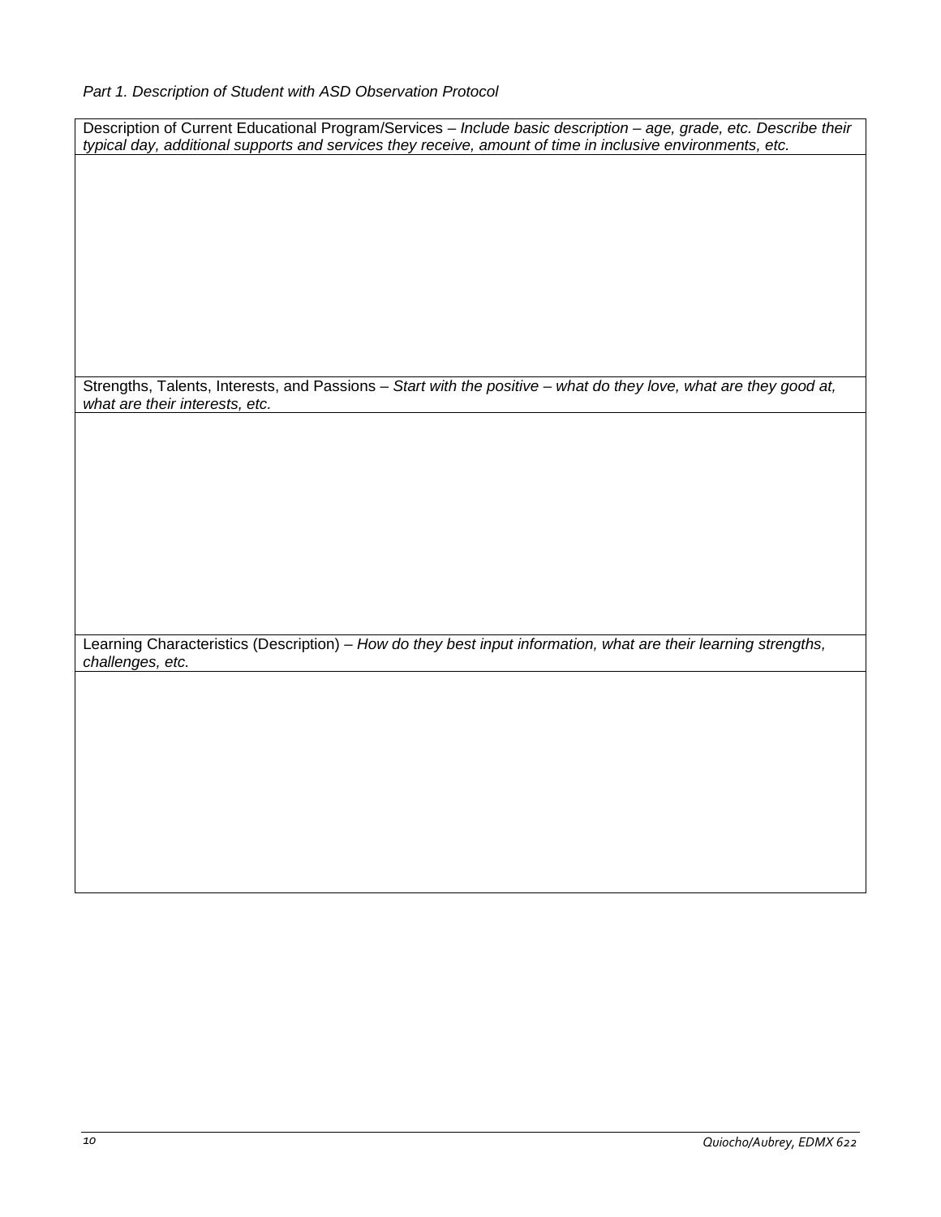*Part 1. Description of Student with ASD Observation Protocol*

| Description of Current Educational Program/Services – *Include basic description – age, grade, etc. Describe their typical day, additional supports and services they receive, amount of time in inclusive environments, etc.* |
|---|
| |
| Strengths, Talents, Interests, and Passions – *Start with the positive – what do they love, what are they good at, what are their interests, etc.* |
| |
| Learning Characteristics (Description) – *How do they best input information, what are their learning strengths, challenges, etc.* |
| |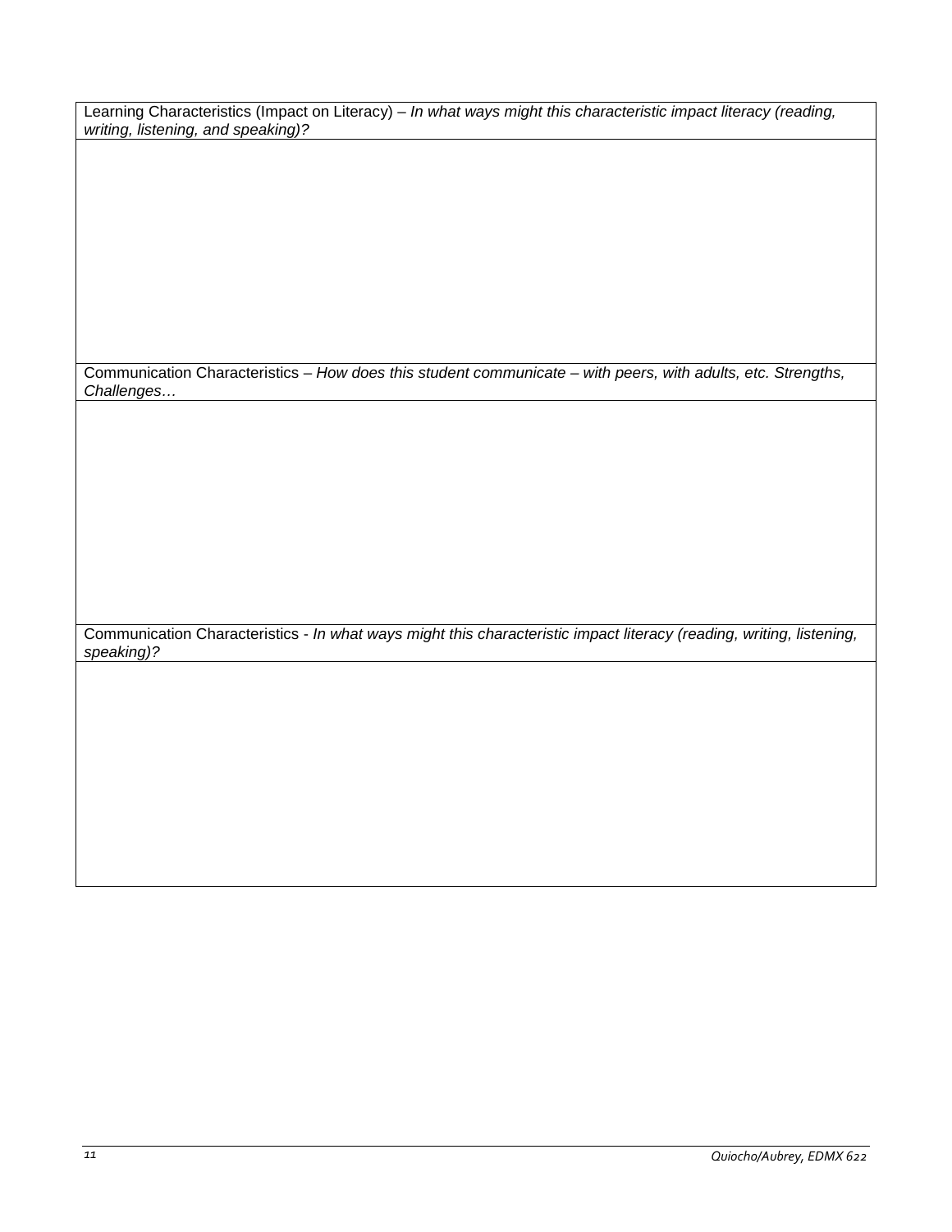| Learning Characteristics (Impact on Literacy) – *In what ways might this characteristic impact literacy (reading, writing, listening, and speaking)?* |
| --- |
| |
| Communication Characteristics – *How does this student communicate – with peers, with adults, etc. Strengths, Challenges…* |
| |
| Communication Characteristics - *In what ways might this characteristic impact literacy (reading, writing, listening, speaking)?* |
| |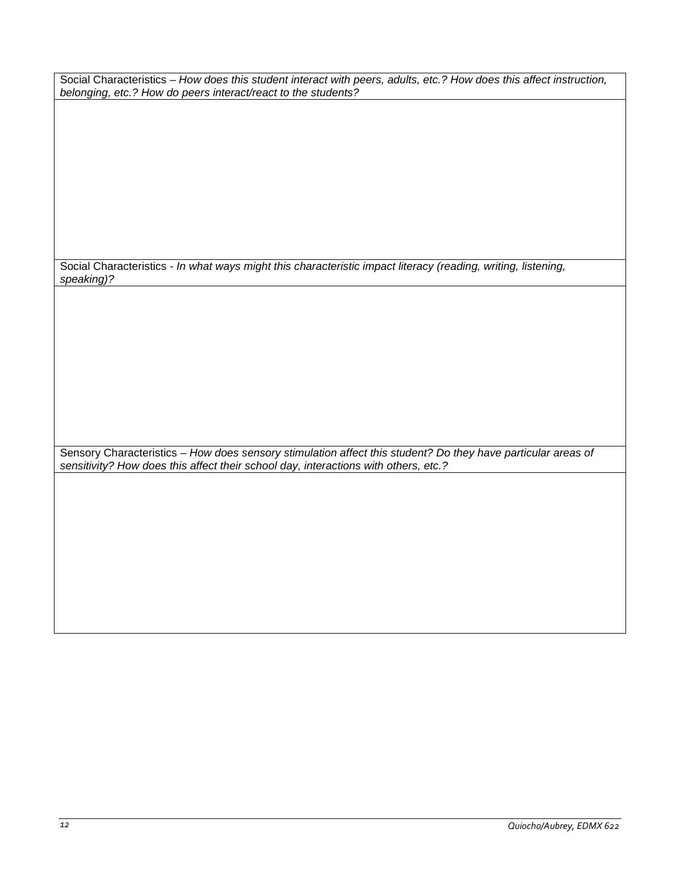| Social Characteristics – *How does this student interact with peers, adults, etc.? How does this affect instruction, belonging, etc.? How do peers interact/react to the students?* |
| --- |
| |
| Social Characteristics - *In what ways might this characteristic impact literacy (reading, writing, listening, speaking)?* |
| |
| Sensory Characteristics – *How does sensory stimulation affect this student? Do they have particular areas of sensitivity? How does this affect their school day, interactions with others, etc.?* |
| |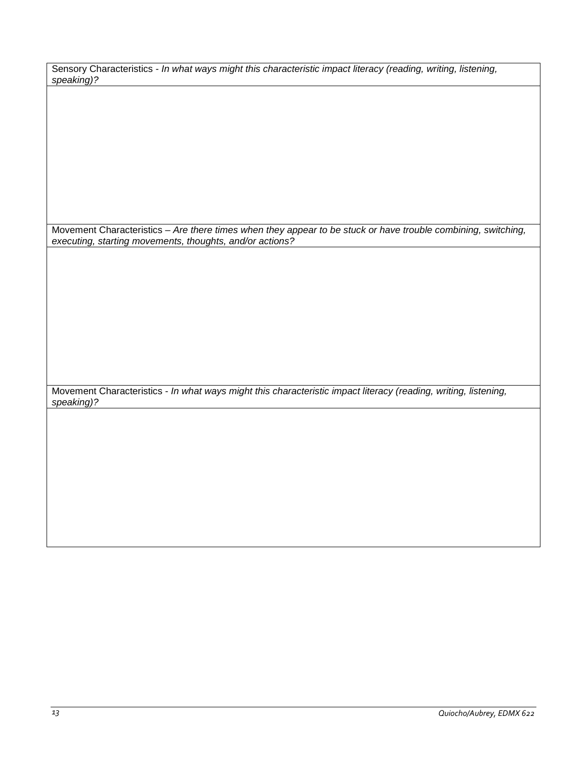| Sensory Characteristics - *In what ways might this characteristic impact literacy (reading, writing, listening, speaking)?* |
| --- |
| |
| Movement Characteristics – *Are there times when they appear to be stuck or have trouble combining, switching, executing, starting movements, thoughts, and/or actions?* |
| |
| Movement Characteristics - *In what ways might this characteristic impact literacy (reading, writing, listening, speaking)?* |
| |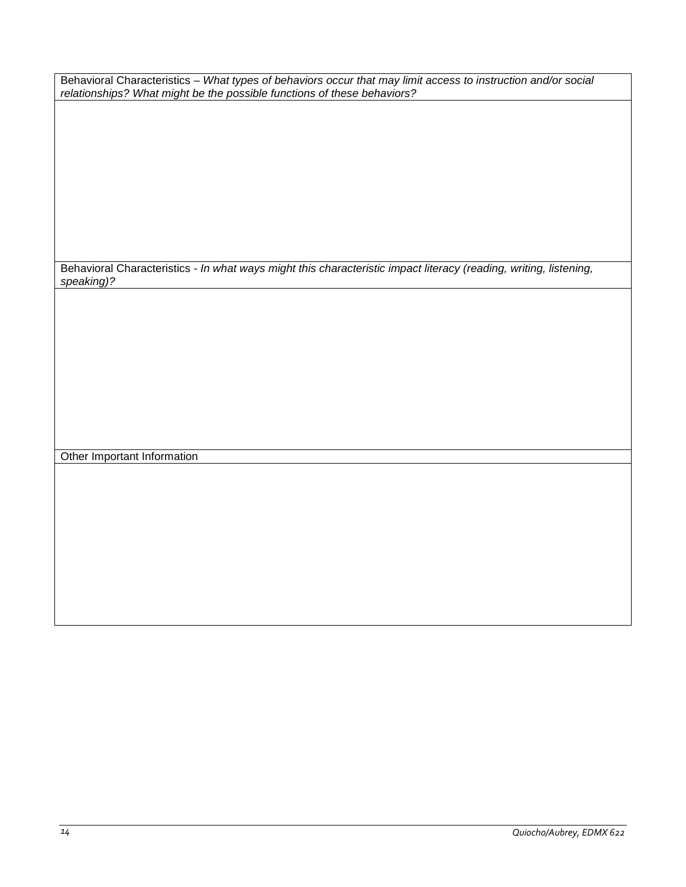| Behavioral Characteristics – *What types of behaviors occur that may limit access to instruction and/or social relationships? What might be the possible functions of these behaviors?* |
| --- |
| |
| Behavioral Characteristics - *In what ways might this characteristic impact literacy (reading, writing, listening, speaking)?* |
| |
| Other Important Information |
| |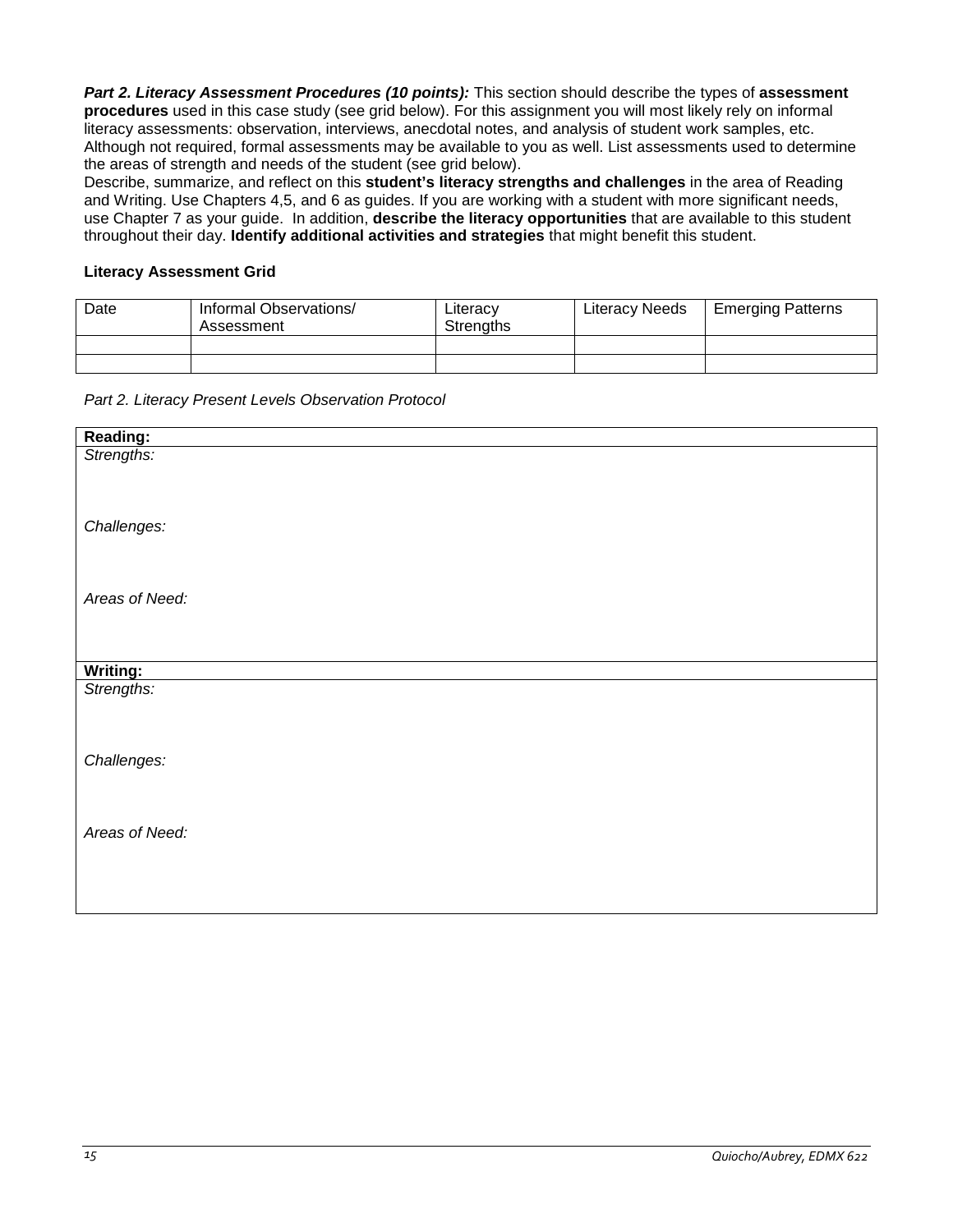***Part 2. Literacy Assessment Procedures (10 points):*** This section should describe the types of **assessment procedures** used in this case study (see grid below). For this assignment you will most likely rely on informal literacy assessments: observation, interviews, anecdotal notes, and analysis of student work samples, etc. Although not required, formal assessments may be available to you as well. List assessments used to determine the areas of strength and needs of the student (see grid below).

Describe, summarize, and reflect on this **student's literacy strengths and challenges** in the area of Reading and Writing. Use Chapters 4,5, and 6 as guides. If you are working with a student with more significant needs, use Chapter 7 as your guide. In addition, **describe the literacy opportunities** that are available to this student throughout their day. **Identify additional activities and strategies** that might benefit this student.

**Literacy Assessment Grid**

| Date | Informal Observations/ Assessment | Literacy Strengths | Literacy Needs | Emerging Patterns |
|---|---|---|---|---|
| | | | | |
| | | | | |

*Part 2. Literacy Present Levels Observation Protocol*

| **Reading:** |
|---|
| *Strengths:* <br><br> *Challenges:* <br><br> *Areas of Need:* |
| **Writing:** |
| *Strengths:* <br><br> *Challenges:* <br><br> *Areas of Need:* |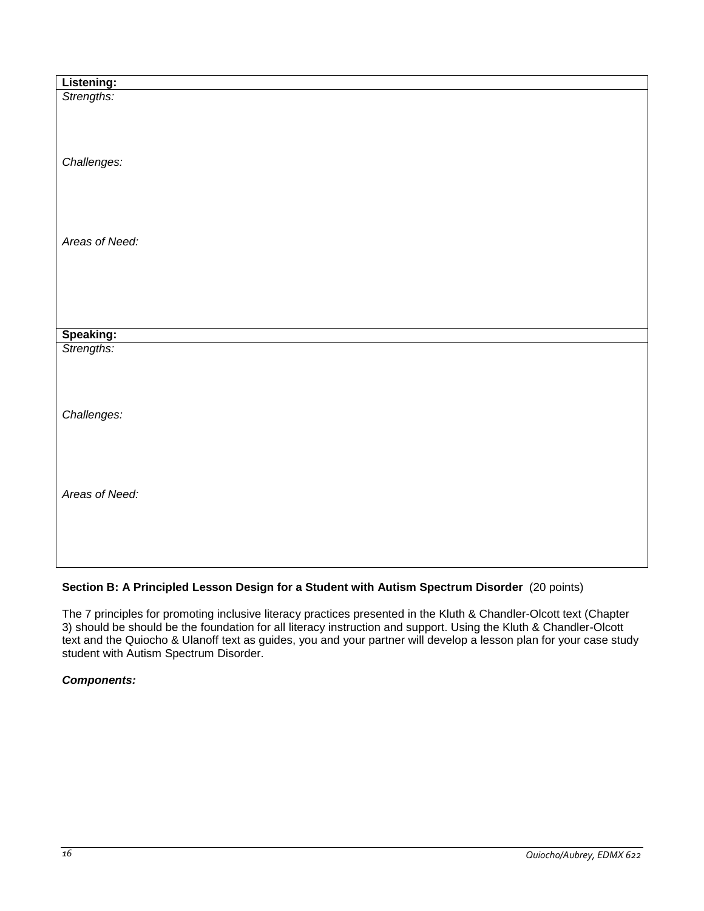| Listening: |
| --- |
| *Strengths:*<br><br><br><br>*Challenges:*<br><br><br><br>*Areas of Need:* |

| Speaking: |
| --- |
| *Strengths:*<br><br><br><br>*Challenges:*<br><br><br><br>*Areas of Need:* |

**Section B: A Principled Lesson Design for a Student with Autism Spectrum Disorder** (20 points)

The 7 principles for promoting inclusive literacy practices presented in the Kluth & Chandler-Olcott text (Chapter 3) should be should be the foundation for all literacy instruction and support. Using the Kluth & Chandler-Olcott text and the Quiocho & Ulanoff text as guides, you and your partner will develop a lesson plan for your case study student with Autism Spectrum Disorder.

***Components:***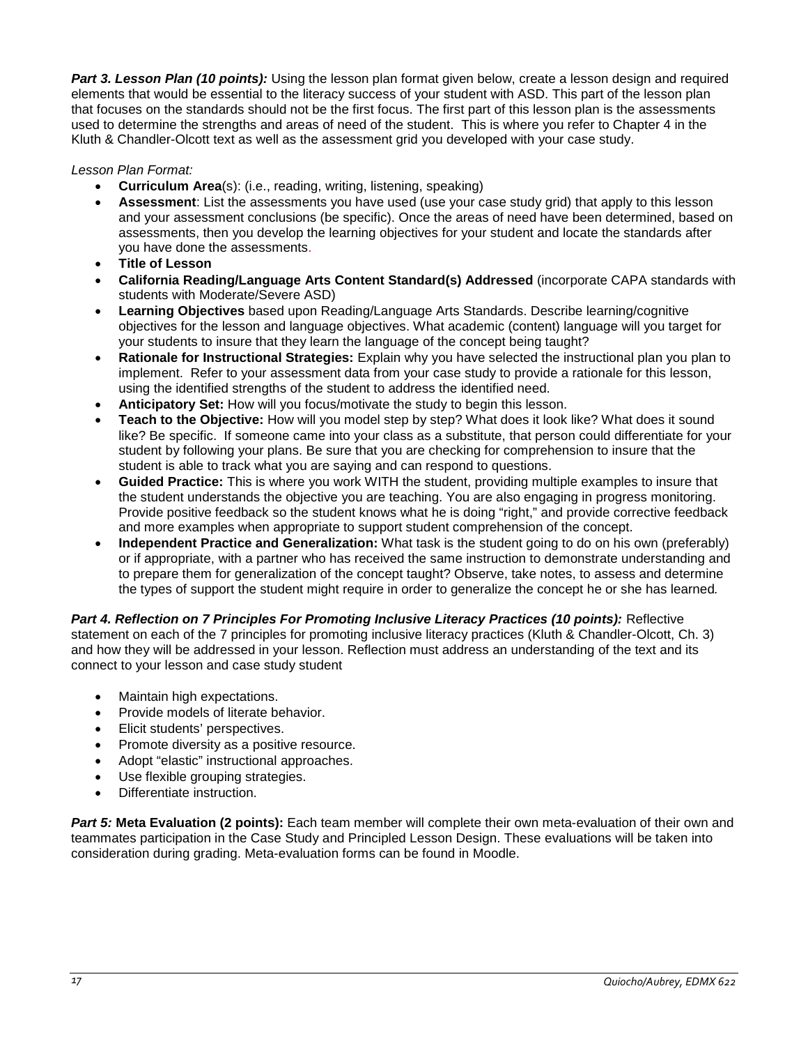***Part 3. Lesson Plan (10 points):*** Using the lesson plan format given below, create a lesson design and required elements that would be essential to the literacy success of your student with ASD. This part of the lesson plan that focuses on the standards should not be the first focus. The first part of this lesson plan is the assessments used to determine the strengths and areas of need of the student. This is where you refer to Chapter 4 in the Kluth & Chandler-Olcott text as well as the assessment grid you developed with your case study.

*Lesson Plan Format:*

- **Curriculum Area**(s): (i.e., reading, writing, listening, speaking)
- **Assessment**: List the assessments you have used (use your case study grid) that apply to this lesson and your assessment conclusions (be specific). Once the areas of need have been determined, based on assessments, then you develop the learning objectives for your student and locate the standards after you have done the assessments.
- **Title of Lesson**
- **California Reading/Language Arts Content Standard(s) Addressed** (incorporate CAPA standards with students with Moderate/Severe ASD)
- **Learning Objectives** based upon Reading/Language Arts Standards. Describe learning/cognitive objectives for the lesson and language objectives. What academic (content) language will you target for your students to insure that they learn the language of the concept being taught?
- **Rationale for Instructional Strategies:** Explain why you have selected the instructional plan you plan to implement. Refer to your assessment data from your case study to provide a rationale for this lesson, using the identified strengths of the student to address the identified need.
- **Anticipatory Set:** How will you focus/motivate the study to begin this lesson.
- **Teach to the Objective:** How will you model step by step? What does it look like? What does it sound like? Be specific. If someone came into your class as a substitute, that person could differentiate for your student by following your plans. Be sure that you are checking for comprehension to insure that the student is able to track what you are saying and can respond to questions.
- **Guided Practice:** This is where you work WITH the student, providing multiple examples to insure that the student understands the objective you are teaching. You are also engaging in progress monitoring. Provide positive feedback so the student knows what he is doing "right," and provide corrective feedback and more examples when appropriate to support student comprehension of the concept.
- **Independent Practice and Generalization:** What task is the student going to do on his own (preferably) or if appropriate, with a partner who has received the same instruction to demonstrate understanding and to prepare them for generalization of the concept taught? Observe, take notes, to assess and determine the types of support the student might require in order to generalize the concept he or she has learned*.*

***Part 4. Reflection on 7 Principles For Promoting Inclusive Literacy Practices (10 points):*** Reflective statement on each of the 7 principles for promoting inclusive literacy practices (Kluth & Chandler-Olcott, Ch. 3) and how they will be addressed in your lesson. Reflection must address an understanding of the text and its connect to your lesson and case study student

- Maintain high expectations.
- Provide models of literate behavior.
- Elicit students' perspectives.
- Promote diversity as a positive resource.
- Adopt "elastic" instructional approaches.
- Use flexible grouping strategies.
- Differentiate instruction.

***Part 5:*** **Meta Evaluation (2 points):** Each team member will complete their own meta-evaluation of their own and teammates participation in the Case Study and Principled Lesson Design. These evaluations will be taken into consideration during grading. Meta-evaluation forms can be found in Moodle.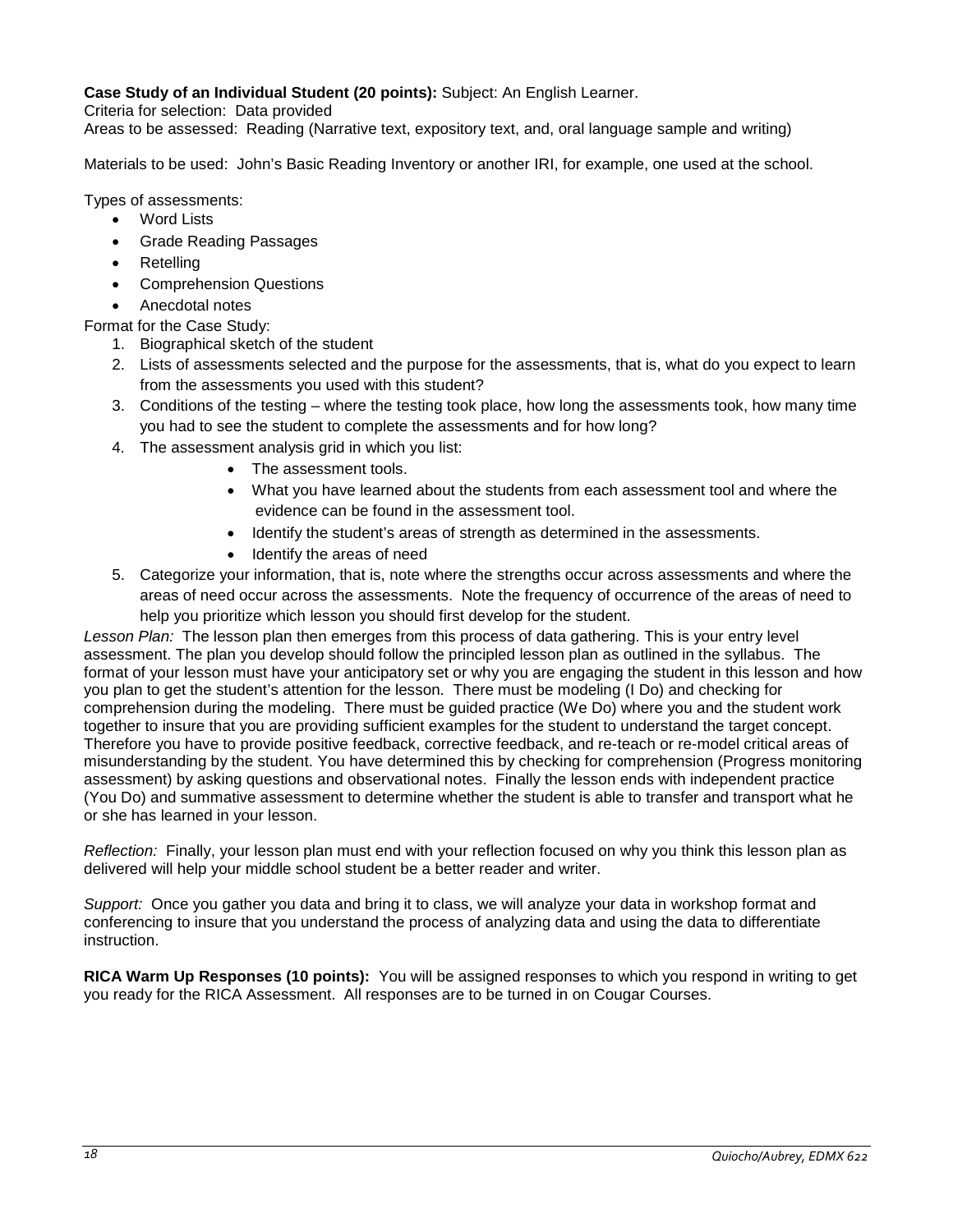**Case Study of an Individual Student (20 points):** Subject: An English Learner.
Criteria for selection: Data provided
Areas to be assessed: Reading (Narrative text, expository text, and, oral language sample and writing)

Materials to be used: John's Basic Reading Inventory or another IRI, for example, one used at the school.

Types of assessments:

- Word Lists
- Grade Reading Passages
- Retelling
- Comprehension Questions
- Anecdotal notes

Format for the Case Study:

1. Biographical sketch of the student
2. Lists of assessments selected and the purpose for the assessments, that is, what do you expect to learn from the assessments you used with this student?
3. Conditions of the testing – where the testing took place, how long the assessments took, how many time you had to see the student to complete the assessments and for how long?
4. The assessment analysis grid in which you list:
    - The assessment tools.
    - What you have learned about the students from each assessment tool and where the evidence can be found in the assessment tool.
    - Identify the student's areas of strength as determined in the assessments.
    - Identify the areas of need
5. Categorize your information, that is, note where the strengths occur across assessments and where the areas of need occur across the assessments. Note the frequency of occurrence of the areas of need to help you prioritize which lesson you should first develop for the student.

*Lesson Plan:* The lesson plan then emerges from this process of data gathering. This is your entry level assessment. The plan you develop should follow the principled lesson plan as outlined in the syllabus. The format of your lesson must have your anticipatory set or why you are engaging the student in this lesson and how you plan to get the student's attention for the lesson. There must be modeling (I Do) and checking for comprehension during the modeling. There must be guided practice (We Do) where you and the student work together to insure that you are providing sufficient examples for the student to understand the target concept. Therefore you have to provide positive feedback, corrective feedback, and re-teach or re-model critical areas of misunderstanding by the student. You have determined this by checking for comprehension (Progress monitoring assessment) by asking questions and observational notes. Finally the lesson ends with independent practice (You Do) and summative assessment to determine whether the student is able to transfer and transport what he or she has learned in your lesson.

*Reflection:* Finally, your lesson plan must end with your reflection focused on why you think this lesson plan as delivered will help your middle school student be a better reader and writer.

*Support:* Once you gather you data and bring it to class, we will analyze your data in workshop format and conferencing to insure that you understand the process of analyzing data and using the data to differentiate instruction.

**RICA Warm Up Responses (10 points):** You will be assigned responses to which you respond in writing to get you ready for the RICA Assessment. All responses are to be turned in on Cougar Courses.